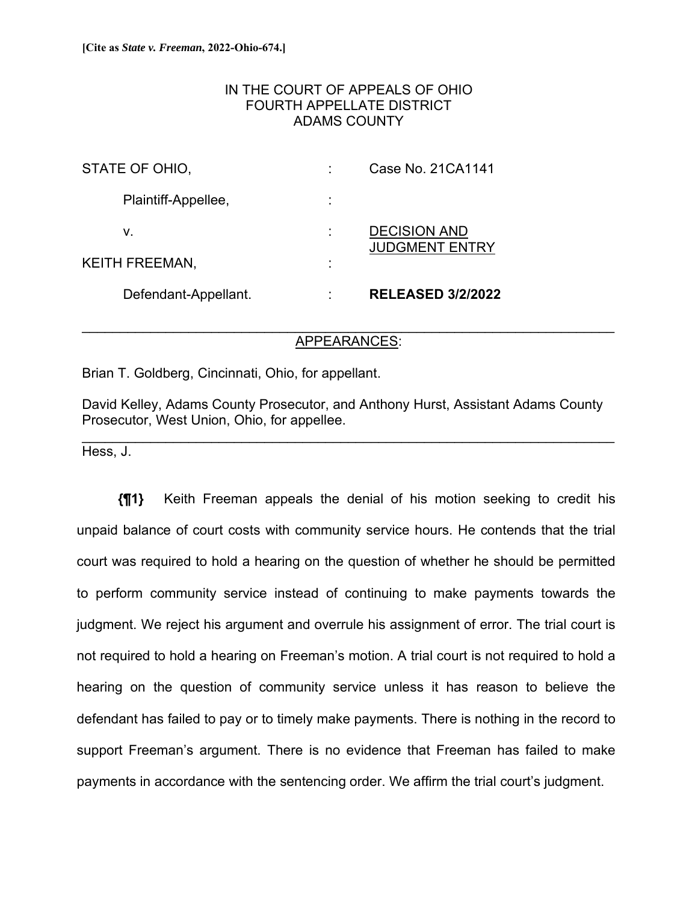**[Cite as *State v. Freeman*, 2022-Ohio-674.]**

IN THE COURT OF APPEALS OF OHIO
FOURTH APPELLATE DISTRICT
ADAMS COUNTY

| | | |
|---|---|---|
| STATE OF OHIO, | : | Case No. 21CA1141 |
| Plaintiff-Appellee, | : | |
| v. | : | DECISION AND JUDGMENT ENTRY |
| KEITH FREEMAN, | : | |
| Defendant-Appellant. | : | **RELEASED 3/2/2022** |

---

APPEARANCES:

Brian T. Goldberg, Cincinnati, Ohio, for appellant.

David Kelley, Adams County Prosecutor, and Anthony Hurst, Assistant Adams County Prosecutor, West Union, Ohio, for appellee.

---

Hess, J.

**{¶1}** Keith Freeman appeals the denial of his motion seeking to credit his unpaid balance of court costs with community service hours. He contends that the trial court was required to hold a hearing on the question of whether he should be permitted to perform community service instead of continuing to make payments towards the judgment. We reject his argument and overrule his assignment of error. The trial court is not required to hold a hearing on Freeman's motion. A trial court is not required to hold a hearing on the question of community service unless it has reason to believe the defendant has failed to pay or to timely make payments. There is nothing in the record to support Freeman's argument. There is no evidence that Freeman has failed to make payments in accordance with the sentencing order. We affirm the trial court's judgment.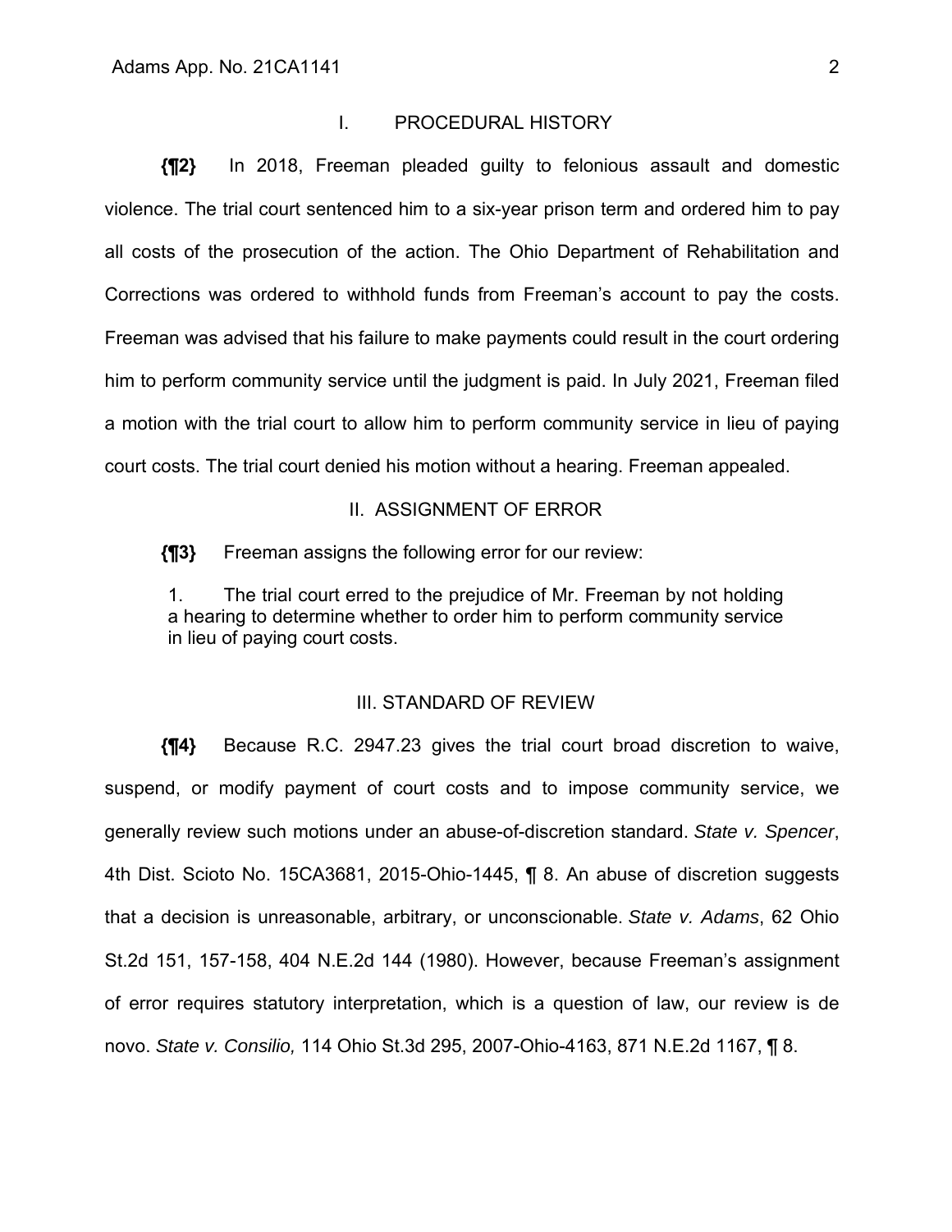## I. PROCEDURAL HISTORY

**{¶2}** In 2018, Freeman pleaded guilty to felonious assault and domestic violence. The trial court sentenced him to a six-year prison term and ordered him to pay all costs of the prosecution of the action. The Ohio Department of Rehabilitation and Corrections was ordered to withhold funds from Freeman's account to pay the costs. Freeman was advised that his failure to make payments could result in the court ordering him to perform community service until the judgment is paid. In July 2021, Freeman filed a motion with the trial court to allow him to perform community service in lieu of paying court costs. The trial court denied his motion without a hearing. Freeman appealed.

## II. ASSIGNMENT OF ERROR

**{¶3}** Freeman assigns the following error for our review:

> 1. The trial court erred to the prejudice of Mr. Freeman by not holding a hearing to determine whether to order him to perform community service in lieu of paying court costs.

## III. STANDARD OF REVIEW

**{¶4}** Because R.C. 2947.23 gives the trial court broad discretion to waive, suspend, or modify payment of court costs and to impose community service, we generally review such motions under an abuse-of-discretion standard. *State v. Spencer*, 4th Dist. Scioto No. 15CA3681, 2015-Ohio-1445, ¶ 8. An abuse of discretion suggests that a decision is unreasonable, arbitrary, or unconscionable. *State v. Adams*, 62 Ohio St.2d 151, 157-158, 404 N.E.2d 144 (1980). However, because Freeman's assignment of error requires statutory interpretation, which is a question of law, our review is de novo. *State v. Consilio,* 114 Ohio St.3d 295, 2007-Ohio-4163, 871 N.E.2d 1167, ¶ 8.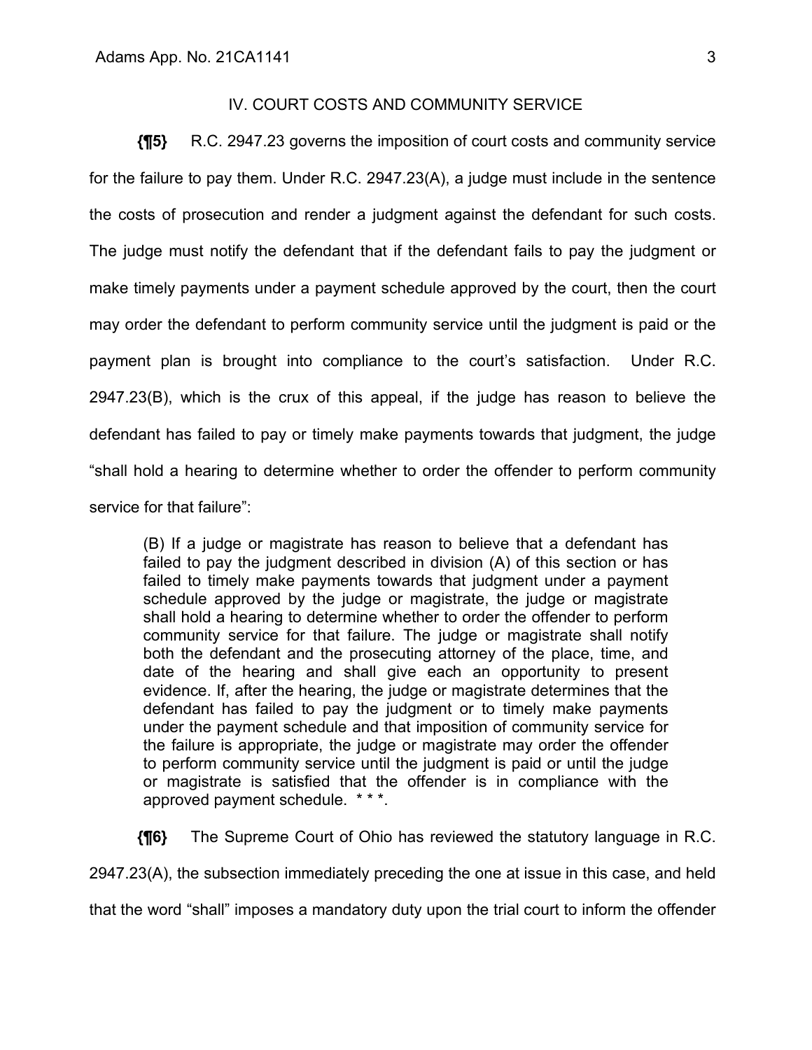## IV. COURT COSTS AND COMMUNITY SERVICE

**{¶5}** R.C. 2947.23 governs the imposition of court costs and community service for the failure to pay them. Under R.C. 2947.23(A), a judge must include in the sentence the costs of prosecution and render a judgment against the defendant for such costs. The judge must notify the defendant that if the defendant fails to pay the judgment or make timely payments under a payment schedule approved by the court, then the court may order the defendant to perform community service until the judgment is paid or the payment plan is brought into compliance to the court's satisfaction. Under R.C. 2947.23(B), which is the crux of this appeal, if the judge has reason to believe the defendant has failed to pay or timely make payments towards that judgment, the judge "shall hold a hearing to determine whether to order the offender to perform community service for that failure":

> (B) If a judge or magistrate has reason to believe that a defendant has failed to pay the judgment described in division (A) of this section or has failed to timely make payments towards that judgment under a payment schedule approved by the judge or magistrate, the judge or magistrate shall hold a hearing to determine whether to order the offender to perform community service for that failure. The judge or magistrate shall notify both the defendant and the prosecuting attorney of the place, time, and date of the hearing and shall give each an opportunity to present evidence. If, after the hearing, the judge or magistrate determines that the defendant has failed to pay the judgment or to timely make payments under the payment schedule and that imposition of community service for the failure is appropriate, the judge or magistrate may order the offender to perform community service until the judgment is paid or until the judge or magistrate is satisfied that the offender is in compliance with the approved payment schedule. * * *.

**{¶6}** The Supreme Court of Ohio has reviewed the statutory language in R.C. 2947.23(A), the subsection immediately preceding the one at issue in this case, and held that the word "shall" imposes a mandatory duty upon the trial court to inform the offender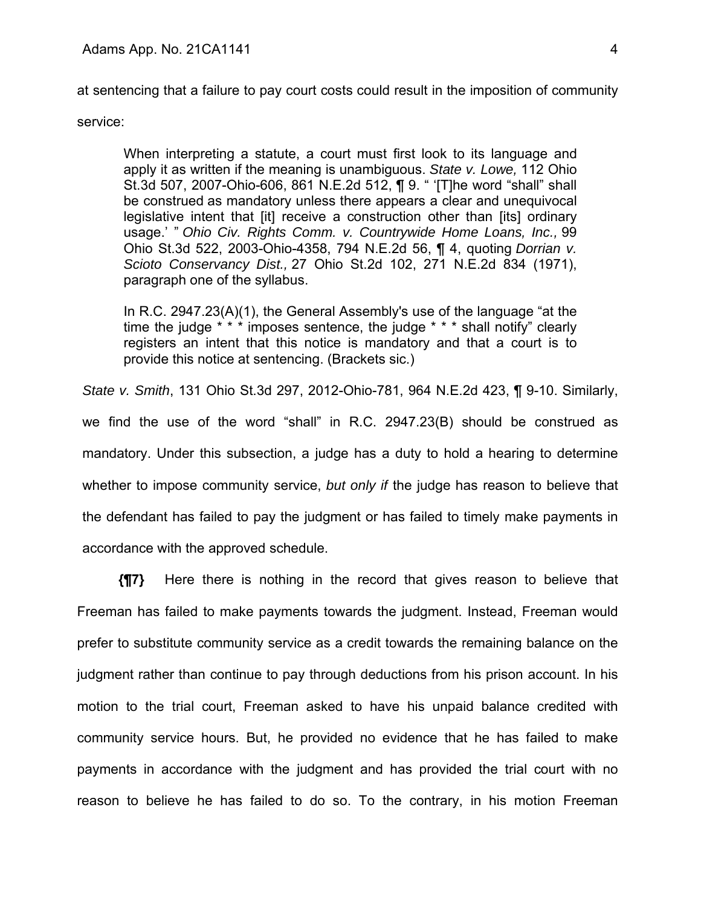at sentencing that a failure to pay court costs could result in the imposition of community service:

> When interpreting a statute, a court must first look to its language and apply it as written if the meaning is unambiguous. *State v. Lowe,* 112 Ohio St.3d 507, 2007-Ohio-606, 861 N.E.2d 512, ¶ 9. " '[T]he word "shall" shall be construed as mandatory unless there appears a clear and unequivocal legislative intent that [it] receive a construction other than [its] ordinary usage.' " *Ohio Civ. Rights Comm. v. Countrywide Home Loans, Inc.,* 99 Ohio St.3d 522, 2003-Ohio-4358, 794 N.E.2d 56, ¶ 4, quoting *Dorrian v. Scioto Conservancy Dist.,* 27 Ohio St.2d 102, 271 N.E.2d 834 (1971), paragraph one of the syllabus.
>
> In R.C. 2947.23(A)(1), the General Assembly's use of the language "at the time the judge * * * imposes sentence, the judge * * * shall notify" clearly registers an intent that this notice is mandatory and that a court is to provide this notice at sentencing. (Brackets sic.)

*State v. Smith*, 131 Ohio St.3d 297, 2012-Ohio-781, 964 N.E.2d 423, ¶ 9-10. Similarly, we find the use of the word "shall" in R.C. 2947.23(B) should be construed as mandatory. Under this subsection, a judge has a duty to hold a hearing to determine whether to impose community service, *but only if* the judge has reason to believe that the defendant has failed to pay the judgment or has failed to timely make payments in accordance with the approved schedule.

**{¶7}** Here there is nothing in the record that gives reason to believe that Freeman has failed to make payments towards the judgment. Instead, Freeman would prefer to substitute community service as a credit towards the remaining balance on the judgment rather than continue to pay through deductions from his prison account. In his motion to the trial court, Freeman asked to have his unpaid balance credited with community service hours. But, he provided no evidence that he has failed to make payments in accordance with the judgment and has provided the trial court with no reason to believe he has failed to do so. To the contrary, in his motion Freeman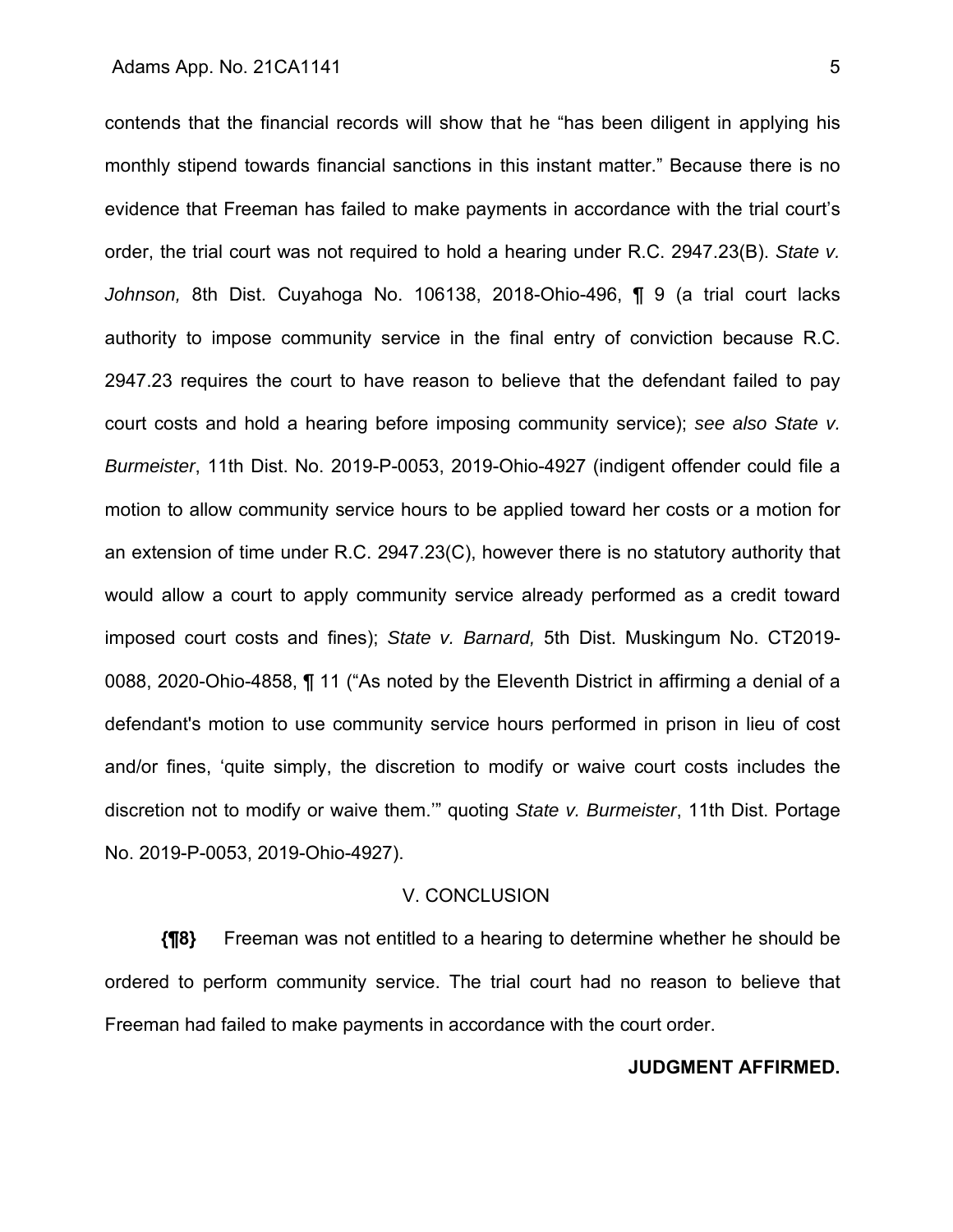contends that the financial records will show that he "has been diligent in applying his monthly stipend towards financial sanctions in this instant matter." Because there is no evidence that Freeman has failed to make payments in accordance with the trial court's order, the trial court was not required to hold a hearing under R.C. 2947.23(B). *State v. Johnson,* 8th Dist. Cuyahoga No. 106138, 2018-Ohio-496, ¶ 9 (a trial court lacks authority to impose community service in the final entry of conviction because R.C. 2947.23 requires the court to have reason to believe that the defendant failed to pay court costs and hold a hearing before imposing community service); *see also State v. Burmeister*, 11th Dist. No. 2019-P-0053, 2019-Ohio-4927 (indigent offender could file a motion to allow community service hours to be applied toward her costs or a motion for an extension of time under R.C. 2947.23(C), however there is no statutory authority that would allow a court to apply community service already performed as a credit toward imposed court costs and fines); *State v. Barnard,* 5th Dist. Muskingum No. CT2019-0088, 2020-Ohio-4858, ¶ 11 ("As noted by the Eleventh District in affirming a denial of a defendant's motion to use community service hours performed in prison in lieu of cost and/or fines, 'quite simply, the discretion to modify or waive court costs includes the discretion not to modify or waive them.'" quoting *State v. Burmeister*, 11th Dist. Portage No. 2019-P-0053, 2019-Ohio-4927).

## V. CONCLUSION

**{¶8}** Freeman was not entitled to a hearing to determine whether he should be ordered to perform community service. The trial court had no reason to believe that Freeman had failed to make payments in accordance with the court order.

**JUDGMENT AFFIRMED.**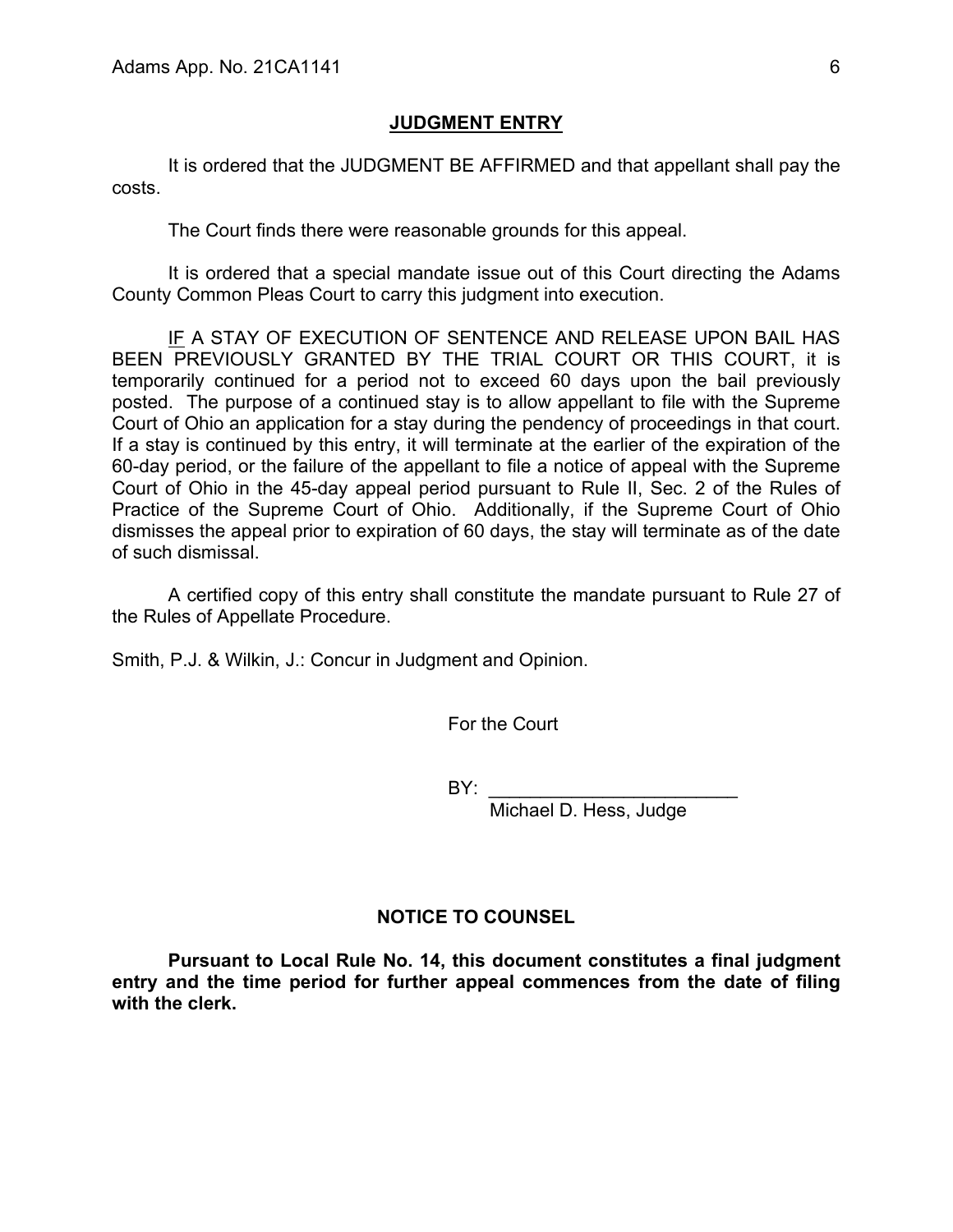## JUDGMENT ENTRY

It is ordered that the JUDGMENT BE AFFIRMED and that appellant shall pay the costs.

The Court finds there were reasonable grounds for this appeal.

It is ordered that a special mandate issue out of this Court directing the Adams County Common Pleas Court to carry this judgment into execution.

IF A STAY OF EXECUTION OF SENTENCE AND RELEASE UPON BAIL HAS BEEN PREVIOUSLY GRANTED BY THE TRIAL COURT OR THIS COURT, it is temporarily continued for a period not to exceed 60 days upon the bail previously posted. The purpose of a continued stay is to allow appellant to file with the Supreme Court of Ohio an application for a stay during the pendency of proceedings in that court. If a stay is continued by this entry, it will terminate at the earlier of the expiration of the 60-day period, or the failure of the appellant to file a notice of appeal with the Supreme Court of Ohio in the 45-day appeal period pursuant to Rule II, Sec. 2 of the Rules of Practice of the Supreme Court of Ohio. Additionally, if the Supreme Court of Ohio dismisses the appeal prior to expiration of 60 days, the stay will terminate as of the date of such dismissal.

A certified copy of this entry shall constitute the mandate pursuant to Rule 27 of the Rules of Appellate Procedure.

Smith, P.J. & Wilkin, J.: Concur in Judgment and Opinion.

For the Court

BY: ________________________
Michael D. Hess, Judge

### NOTICE TO COUNSEL

**Pursuant to Local Rule No. 14, this document constitutes a final judgment entry and the time period for further appeal commences from the date of filing with the clerk.**